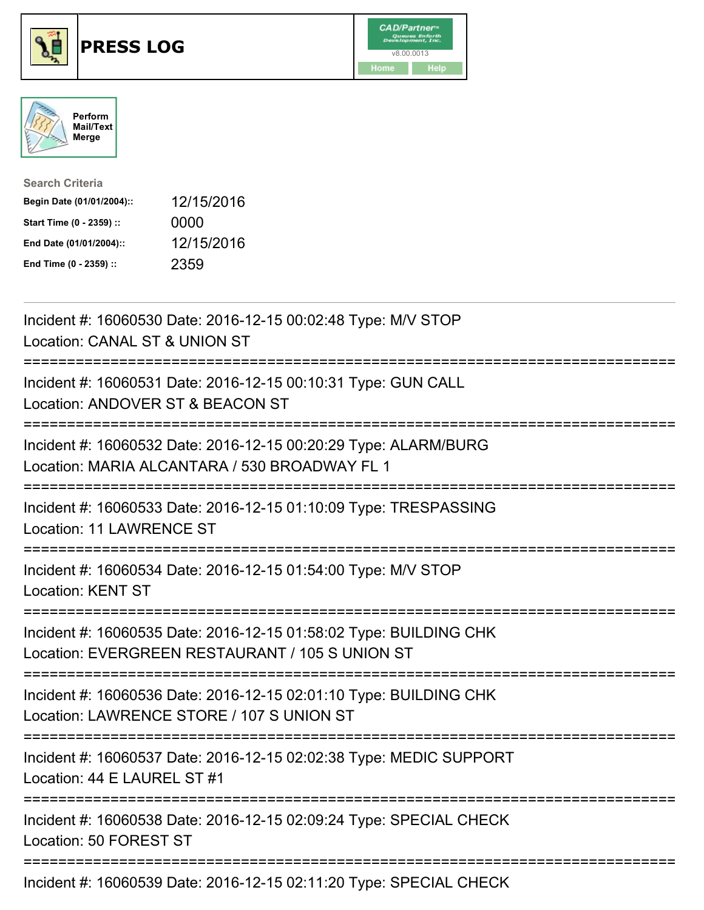# PRESS LOG

CAD/Partner v8.00.0013

Home Help

Perform Mail/Text Merge

**Search Criteria**

| | |
|---|---|
| **Begin Date (01/01/2004)::** | 12/15/2016 |
| **Start Time (0 - 2359) ::** | 0000 |
| **End Date (01/01/2004)::** | 12/15/2016 |
| **End Time (0 - 2359) ::** | 2359 |

---

Incident #: 16060530 Date: 2016-12-15 00:02:48 Type: M/V STOP
Location: CANAL ST & UNION ST

===========================================================================

Incident #: 16060531 Date: 2016-12-15 00:10:31 Type: GUN CALL
Location: ANDOVER ST & BEACON ST

===========================================================================

Incident #: 16060532 Date: 2016-12-15 00:20:29 Type: ALARM/BURG
Location: MARIA ALCANTARA / 530 BROADWAY FL 1

===========================================================================

Incident #: 16060533 Date: 2016-12-15 01:10:09 Type: TRESPASSING
Location: 11 LAWRENCE ST

===========================================================================

Incident #: 16060534 Date: 2016-12-15 01:54:00 Type: M/V STOP
Location: KENT ST

===========================================================================

Incident #: 16060535 Date: 2016-12-15 01:58:02 Type: BUILDING CHK
Location: EVERGREEN RESTAURANT / 105 S UNION ST

===========================================================================

Incident #: 16060536 Date: 2016-12-15 02:01:10 Type: BUILDING CHK
Location: LAWRENCE STORE / 107 S UNION ST

===========================================================================

Incident #: 16060537 Date: 2016-12-15 02:02:38 Type: MEDIC SUPPORT
Location: 44 E LAUREL ST #1

===========================================================================

Incident #: 16060538 Date: 2016-12-15 02:09:24 Type: SPECIAL CHECK
Location: 50 FOREST ST

===========================================================================

Incident #: 16060539 Date: 2016-12-15 02:11:20 Type: SPECIAL CHECK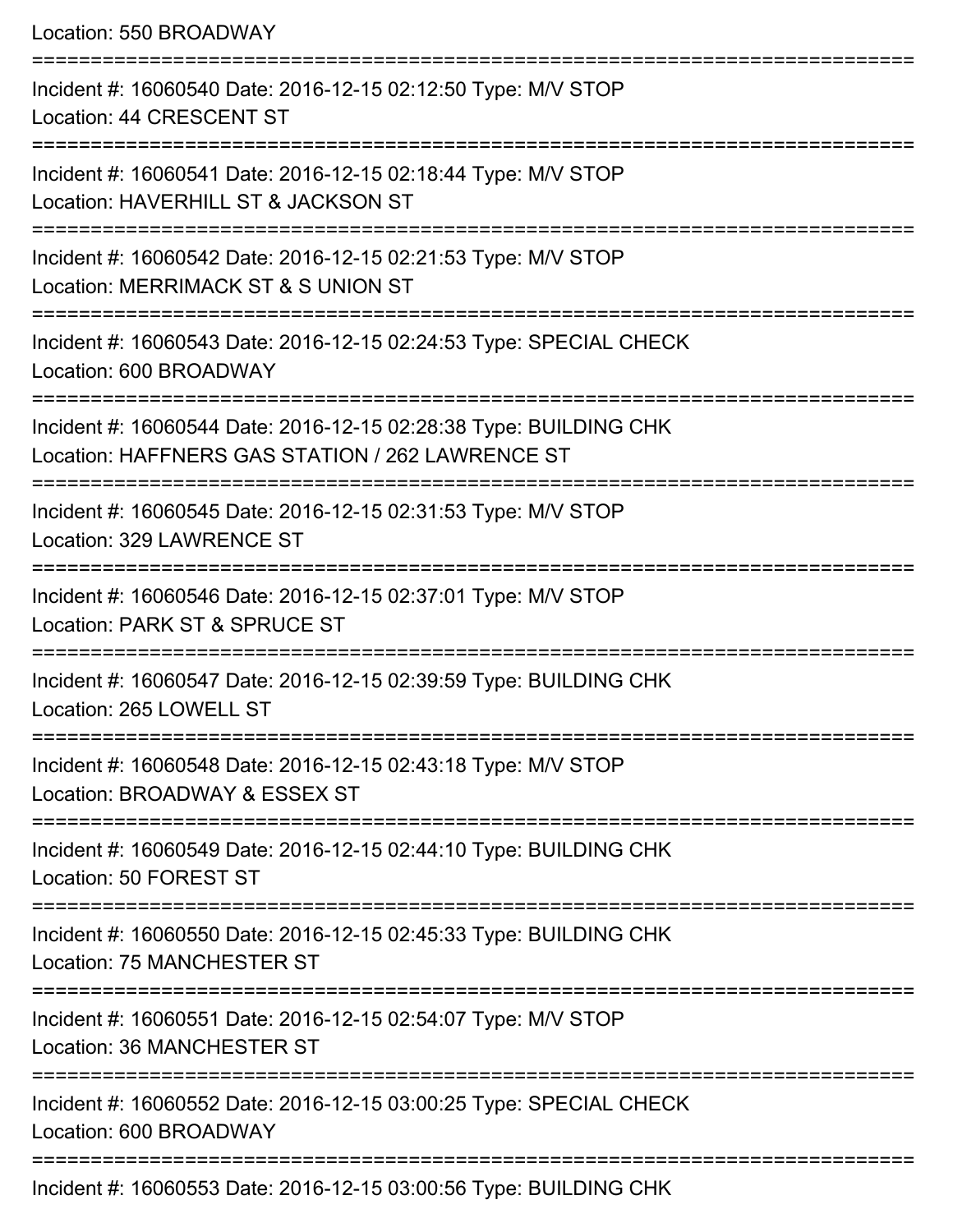Location: 550 BROADWAY

===========================================================================

Incident #: 16060540 Date: 2016-12-15 02:12:50 Type: M/V STOP
Location: 44 CRESCENT ST

===========================================================================

Incident #: 16060541 Date: 2016-12-15 02:18:44 Type: M/V STOP
Location: HAVERHILL ST & JACKSON ST

===========================================================================

Incident #: 16060542 Date: 2016-12-15 02:21:53 Type: M/V STOP
Location: MERRIMACK ST & S UNION ST

===========================================================================

Incident #: 16060543 Date: 2016-12-15 02:24:53 Type: SPECIAL CHECK
Location: 600 BROADWAY

===========================================================================

Incident #: 16060544 Date: 2016-12-15 02:28:38 Type: BUILDING CHK
Location: HAFFNERS GAS STATION / 262 LAWRENCE ST

===========================================================================

Incident #: 16060545 Date: 2016-12-15 02:31:53 Type: M/V STOP
Location: 329 LAWRENCE ST

===========================================================================

Incident #: 16060546 Date: 2016-12-15 02:37:01 Type: M/V STOP
Location: PARK ST & SPRUCE ST

===========================================================================

Incident #: 16060547 Date: 2016-12-15 02:39:59 Type: BUILDING CHK
Location: 265 LOWELL ST

===========================================================================

Incident #: 16060548 Date: 2016-12-15 02:43:18 Type: M/V STOP
Location: BROADWAY & ESSEX ST

===========================================================================

Incident #: 16060549 Date: 2016-12-15 02:44:10 Type: BUILDING CHK
Location: 50 FOREST ST

===========================================================================

Incident #: 16060550 Date: 2016-12-15 02:45:33 Type: BUILDING CHK
Location: 75 MANCHESTER ST

===========================================================================

Incident #: 16060551 Date: 2016-12-15 02:54:07 Type: M/V STOP
Location: 36 MANCHESTER ST

===========================================================================

Incident #: 16060552 Date: 2016-12-15 03:00:25 Type: SPECIAL CHECK
Location: 600 BROADWAY

===========================================================================

Incident #: 16060553 Date: 2016-12-15 03:00:56 Type: BUILDING CHK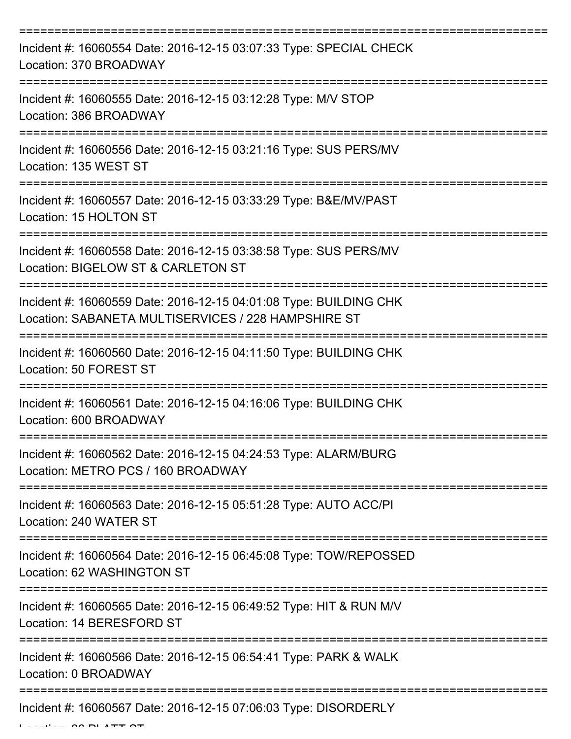===========================================================================

Incident #: 16060554 Date: 2016-12-15 03:07:33 Type: SPECIAL CHECK

Location: 370 BROADWAY

===========================================================================

Incident #: 16060555 Date: 2016-12-15 03:12:28 Type: M/V STOP

Location: 386 BROADWAY

===========================================================================

Incident #: 16060556 Date: 2016-12-15 03:21:16 Type: SUS PERS/MV

Location: 135 WEST ST

===========================================================================

Incident #: 16060557 Date: 2016-12-15 03:33:29 Type: B&E/MV/PAST

Location: 15 HOLTON ST

===========================================================================

Incident #: 16060558 Date: 2016-12-15 03:38:58 Type: SUS PERS/MV

Location: BIGELOW ST & CARLETON ST

===========================================================================

Incident #: 16060559 Date: 2016-12-15 04:01:08 Type: BUILDING CHK

Location: SABANETA MULTISERVICES / 228 HAMPSHIRE ST

===========================================================================

Incident #: 16060560 Date: 2016-12-15 04:11:50 Type: BUILDING CHK

Location: 50 FOREST ST

===========================================================================

Incident #: 16060561 Date: 2016-12-15 04:16:06 Type: BUILDING CHK

Location: 600 BROADWAY

===========================================================================

Incident #: 16060562 Date: 2016-12-15 04:24:53 Type: ALARM/BURG

Location: METRO PCS / 160 BROADWAY

===========================================================================

Incident #: 16060563 Date: 2016-12-15 05:51:28 Type: AUTO ACC/PI

Location: 240 WATER ST

===========================================================================

Incident #: 16060564 Date: 2016-12-15 06:45:08 Type: TOW/REPOSSED

Location: 62 WASHINGTON ST

===========================================================================

Incident #: 16060565 Date: 2016-12-15 06:49:52 Type: HIT & RUN M/V

Location: 14 BERESFORD ST

===========================================================================

Incident #: 16060566 Date: 2016-12-15 06:54:41 Type: PARK & WALK

Location: 0 BROADWAY

===========================================================================

Incident #: 16060567 Date: 2016-12-15 07:06:03 Type: DISORDERLY

Location: 26 PLATT ST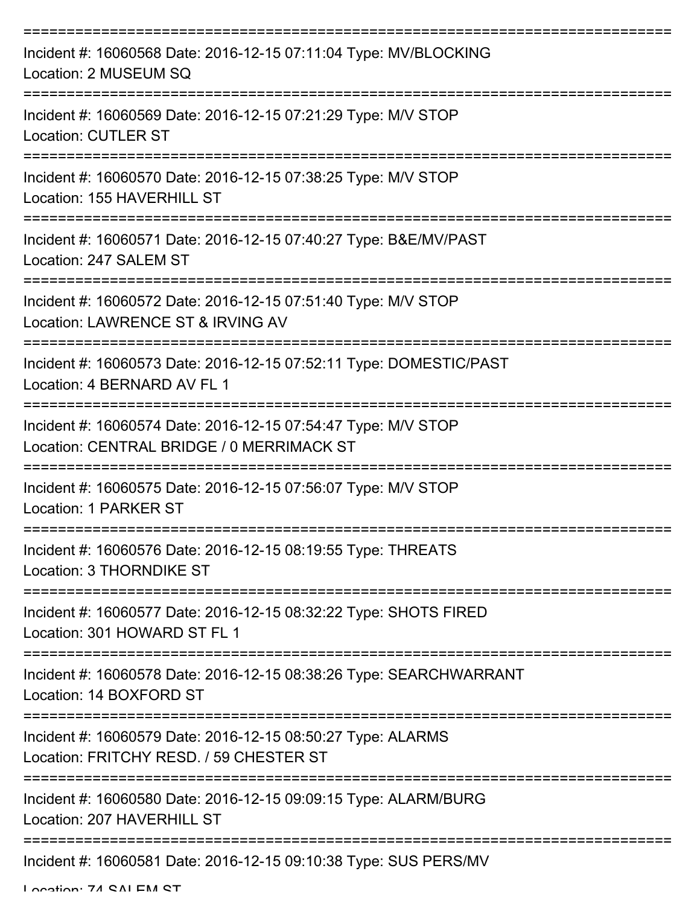Incident #: 16060568 Date: 2016-12-15 07:11:04 Type: MV/BLOCKING
Location: 2 MUSEUM SQ

Incident #: 16060569 Date: 2016-12-15 07:21:29 Type: M/V STOP
Location: CUTLER ST

Incident #: 16060570 Date: 2016-12-15 07:38:25 Type: M/V STOP
Location: 155 HAVERHILL ST

Incident #: 16060571 Date: 2016-12-15 07:40:27 Type: B&E/MV/PAST
Location: 247 SALEM ST

Incident #: 16060572 Date: 2016-12-15 07:51:40 Type: M/V STOP
Location: LAWRENCE ST & IRVING AV

Incident #: 16060573 Date: 2016-12-15 07:52:11 Type: DOMESTIC/PAST
Location: 4 BERNARD AV FL 1

Incident #: 16060574 Date: 2016-12-15 07:54:47 Type: M/V STOP
Location: CENTRAL BRIDGE / 0 MERRIMACK ST

Incident #: 16060575 Date: 2016-12-15 07:56:07 Type: M/V STOP
Location: 1 PARKER ST

Incident #: 16060576 Date: 2016-12-15 08:19:55 Type: THREATS
Location: 3 THORNDIKE ST

Incident #: 16060577 Date: 2016-12-15 08:32:22 Type: SHOTS FIRED
Location: 301 HOWARD ST FL 1

Incident #: 16060578 Date: 2016-12-15 08:38:26 Type: SEARCHWARRANT
Location: 14 BOXFORD ST

Incident #: 16060579 Date: 2016-12-15 08:50:27 Type: ALARMS
Location: FRITCHY RESD. / 59 CHESTER ST

Incident #: 16060580 Date: 2016-12-15 09:09:15 Type: ALARM/BURG
Location: 207 HAVERHILL ST

Incident #: 16060581 Date: 2016-12-15 09:10:38 Type: SUS PERS/MV
Location: 74 SALEM ST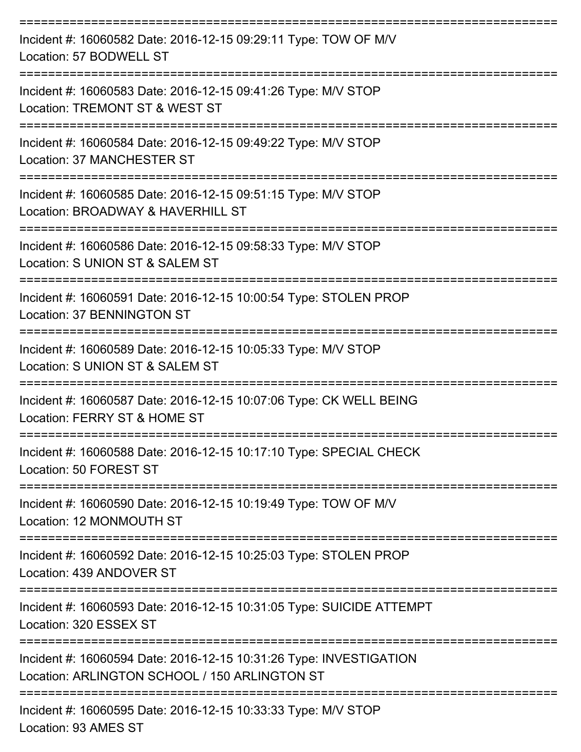===========================================================================

Incident #: 16060582 Date: 2016-12-15 09:29:11 Type: TOW OF M/V
Location: 57 BODWELL ST

===========================================================================

Incident #: 16060583 Date: 2016-12-15 09:41:26 Type: M/V STOP
Location: TREMONT ST & WEST ST

===========================================================================

Incident #: 16060584 Date: 2016-12-15 09:49:22 Type: M/V STOP
Location: 37 MANCHESTER ST

===========================================================================

Incident #: 16060585 Date: 2016-12-15 09:51:15 Type: M/V STOP
Location: BROADWAY & HAVERHILL ST

===========================================================================

Incident #: 16060586 Date: 2016-12-15 09:58:33 Type: M/V STOP
Location: S UNION ST & SALEM ST

===========================================================================

Incident #: 16060591 Date: 2016-12-15 10:00:54 Type: STOLEN PROP
Location: 37 BENNINGTON ST

===========================================================================

Incident #: 16060589 Date: 2016-12-15 10:05:33 Type: M/V STOP
Location: S UNION ST & SALEM ST

===========================================================================

Incident #: 16060587 Date: 2016-12-15 10:07:06 Type: CK WELL BEING
Location: FERRY ST & HOME ST

===========================================================================

Incident #: 16060588 Date: 2016-12-15 10:17:10 Type: SPECIAL CHECK
Location: 50 FOREST ST

===========================================================================

Incident #: 16060590 Date: 2016-12-15 10:19:49 Type: TOW OF M/V
Location: 12 MONMOUTH ST

===========================================================================

Incident #: 16060592 Date: 2016-12-15 10:25:03 Type: STOLEN PROP
Location: 439 ANDOVER ST

===========================================================================

Incident #: 16060593 Date: 2016-12-15 10:31:05 Type: SUICIDE ATTEMPT
Location: 320 ESSEX ST

===========================================================================

Incident #: 16060594 Date: 2016-12-15 10:31:26 Type: INVESTIGATION
Location: ARLINGTON SCHOOL / 150 ARLINGTON ST

===========================================================================

Incident #: 16060595 Date: 2016-12-15 10:33:33 Type: M/V STOP
Location: 93 AMES ST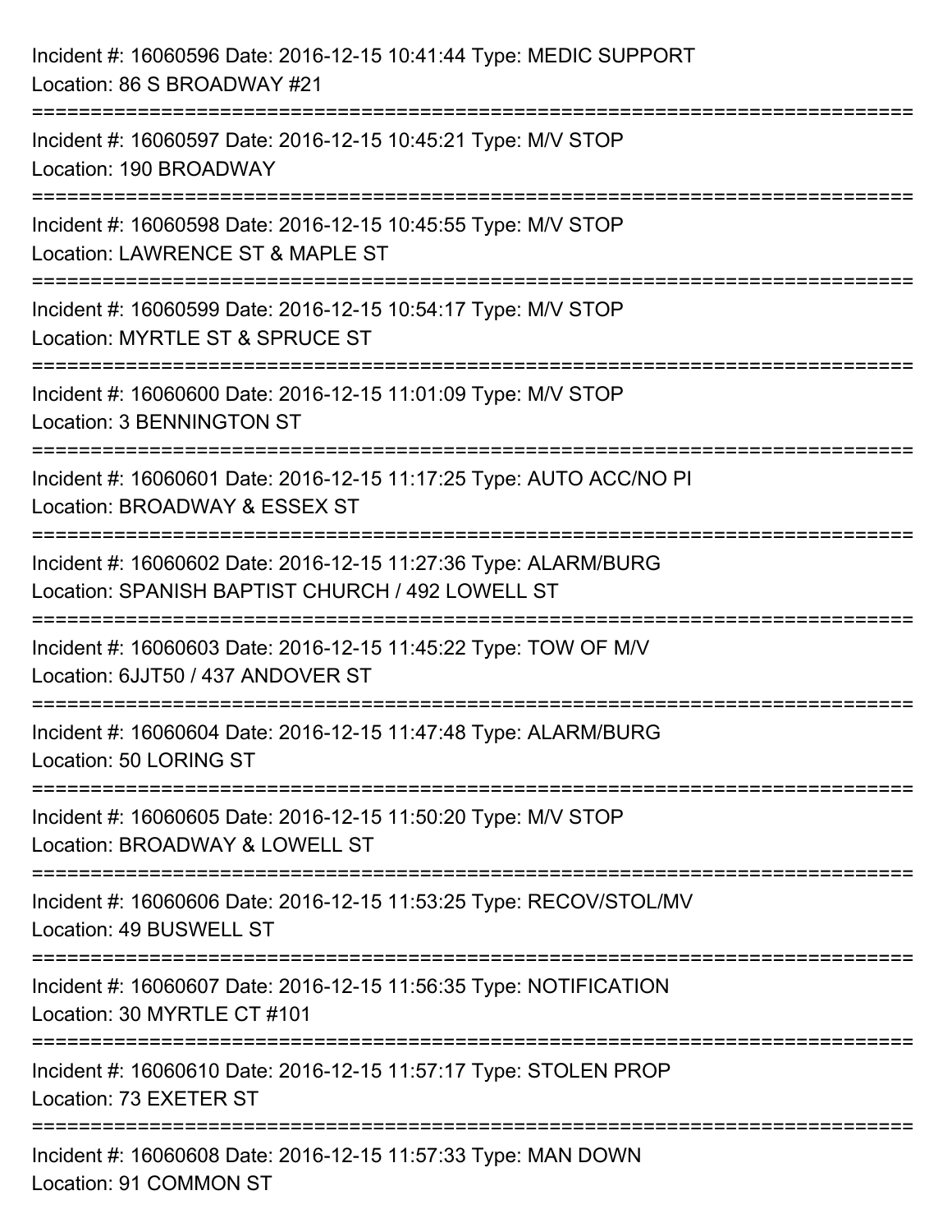Incident #: 16060596 Date: 2016-12-15 10:41:44 Type: MEDIC SUPPORT
Location: 86 S BROADWAY #21

===========================================================================

Incident #: 16060597 Date: 2016-12-15 10:45:21 Type: M/V STOP
Location: 190 BROADWAY

===========================================================================

Incident #: 16060598 Date: 2016-12-15 10:45:55 Type: M/V STOP
Location: LAWRENCE ST & MAPLE ST

===========================================================================

Incident #: 16060599 Date: 2016-12-15 10:54:17 Type: M/V STOP
Location: MYRTLE ST & SPRUCE ST

===========================================================================

Incident #: 16060600 Date: 2016-12-15 11:01:09 Type: M/V STOP
Location: 3 BENNINGTON ST

===========================================================================

Incident #: 16060601 Date: 2016-12-15 11:17:25 Type: AUTO ACC/NO PI
Location: BROADWAY & ESSEX ST

===========================================================================

Incident #: 16060602 Date: 2016-12-15 11:27:36 Type: ALARM/BURG
Location: SPANISH BAPTIST CHURCH / 492 LOWELL ST

===========================================================================

Incident #: 16060603 Date: 2016-12-15 11:45:22 Type: TOW OF M/V
Location: 6JJT50 / 437 ANDOVER ST

===========================================================================

Incident #: 16060604 Date: 2016-12-15 11:47:48 Type: ALARM/BURG
Location: 50 LORING ST

===========================================================================

Incident #: 16060605 Date: 2016-12-15 11:50:20 Type: M/V STOP
Location: BROADWAY & LOWELL ST

===========================================================================

Incident #: 16060606 Date: 2016-12-15 11:53:25 Type: RECOV/STOL/MV
Location: 49 BUSWELL ST

===========================================================================

Incident #: 16060607 Date: 2016-12-15 11:56:35 Type: NOTIFICATION
Location: 30 MYRTLE CT #101

===========================================================================

Incident #: 16060610 Date: 2016-12-15 11:57:17 Type: STOLEN PROP
Location: 73 EXETER ST

===========================================================================

Incident #: 16060608 Date: 2016-12-15 11:57:33 Type: MAN DOWN
Location: 91 COMMON ST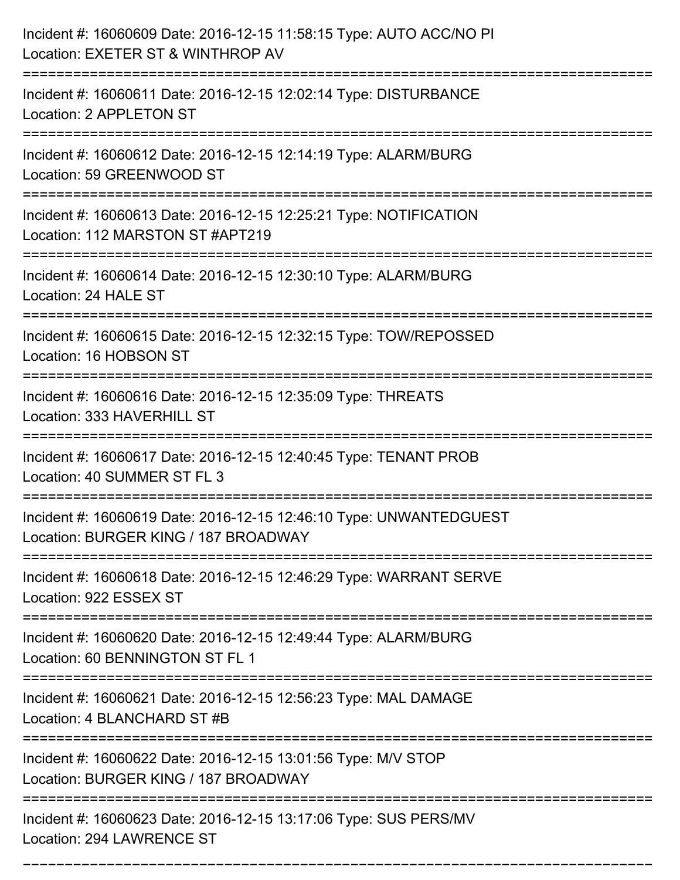Incident #: 16060609 Date: 2016-12-15 11:58:15 Type: AUTO ACC/NO PI
Location: EXETER ST & WINTHROP AV

===========================================================================

Incident #: 16060611 Date: 2016-12-15 12:02:14 Type: DISTURBANCE
Location: 2 APPLETON ST

===========================================================================

Incident #: 16060612 Date: 2016-12-15 12:14:19 Type: ALARM/BURG
Location: 59 GREENWOOD ST

===========================================================================

Incident #: 16060613 Date: 2016-12-15 12:25:21 Type: NOTIFICATION
Location: 112 MARSTON ST #APT219

===========================================================================

Incident #: 16060614 Date: 2016-12-15 12:30:10 Type: ALARM/BURG
Location: 24 HALE ST

===========================================================================

Incident #: 16060615 Date: 2016-12-15 12:32:15 Type: TOW/REPOSSED
Location: 16 HOBSON ST

===========================================================================

Incident #: 16060616 Date: 2016-12-15 12:35:09 Type: THREATS
Location: 333 HAVERHILL ST

===========================================================================

Incident #: 16060617 Date: 2016-12-15 12:40:45 Type: TENANT PROB
Location: 40 SUMMER ST FL 3

===========================================================================

Incident #: 16060619 Date: 2016-12-15 12:46:10 Type: UNWANTEDGUEST
Location: BURGER KING / 187 BROADWAY

===========================================================================

Incident #: 16060618 Date: 2016-12-15 12:46:29 Type: WARRANT SERVE
Location: 922 ESSEX ST

===========================================================================

Incident #: 16060620 Date: 2016-12-15 12:49:44 Type: ALARM/BURG
Location: 60 BENNINGTON ST FL 1

===========================================================================

Incident #: 16060621 Date: 2016-12-15 12:56:23 Type: MAL DAMAGE
Location: 4 BLANCHARD ST #B

===========================================================================

Incident #: 16060622 Date: 2016-12-15 13:01:56 Type: M/V STOP
Location: BURGER KING / 187 BROADWAY

===========================================================================

Incident #: 16060623 Date: 2016-12-15 13:17:06 Type: SUS PERS/MV
Location: 294 LAWRENCE ST

===========================================================================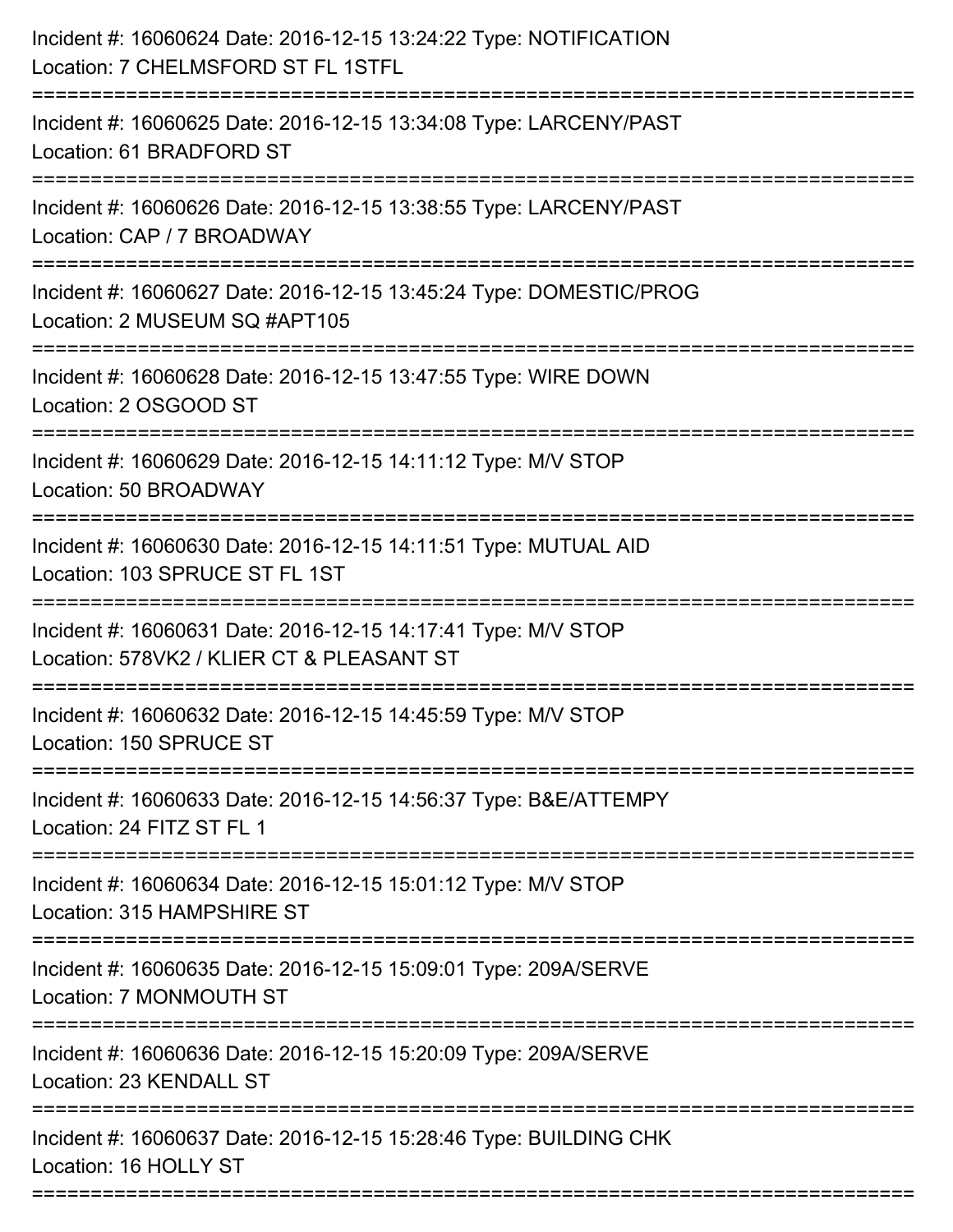Incident #: 16060624 Date: 2016-12-15 13:24:22 Type: NOTIFICATION
Location: 7 CHELMSFORD ST FL 1STFL

===========================================================================

Incident #: 16060625 Date: 2016-12-15 13:34:08 Type: LARCENY/PAST
Location: 61 BRADFORD ST

===========================================================================

Incident #: 16060626 Date: 2016-12-15 13:38:55 Type: LARCENY/PAST
Location: CAP / 7 BROADWAY

===========================================================================

Incident #: 16060627 Date: 2016-12-15 13:45:24 Type: DOMESTIC/PROG
Location: 2 MUSEUM SQ #APT105

===========================================================================

Incident #: 16060628 Date: 2016-12-15 13:47:55 Type: WIRE DOWN
Location: 2 OSGOOD ST

===========================================================================

Incident #: 16060629 Date: 2016-12-15 14:11:12 Type: M/V STOP
Location: 50 BROADWAY

===========================================================================

Incident #: 16060630 Date: 2016-12-15 14:11:51 Type: MUTUAL AID
Location: 103 SPRUCE ST FL 1ST

===========================================================================

Incident #: 16060631 Date: 2016-12-15 14:17:41 Type: M/V STOP
Location: 578VK2 / KLIER CT & PLEASANT ST

===========================================================================

Incident #: 16060632 Date: 2016-12-15 14:45:59 Type: M/V STOP
Location: 150 SPRUCE ST

===========================================================================

Incident #: 16060633 Date: 2016-12-15 14:56:37 Type: B&E/ATTEMPY
Location: 24 FITZ ST FL 1

===========================================================================

Incident #: 16060634 Date: 2016-12-15 15:01:12 Type: M/V STOP
Location: 315 HAMPSHIRE ST

===========================================================================

Incident #: 16060635 Date: 2016-12-15 15:09:01 Type: 209A/SERVE
Location: 7 MONMOUTH ST

===========================================================================

Incident #: 16060636 Date: 2016-12-15 15:20:09 Type: 209A/SERVE
Location: 23 KENDALL ST

===========================================================================

Incident #: 16060637 Date: 2016-12-15 15:28:46 Type: BUILDING CHK
Location: 16 HOLLY ST

===========================================================================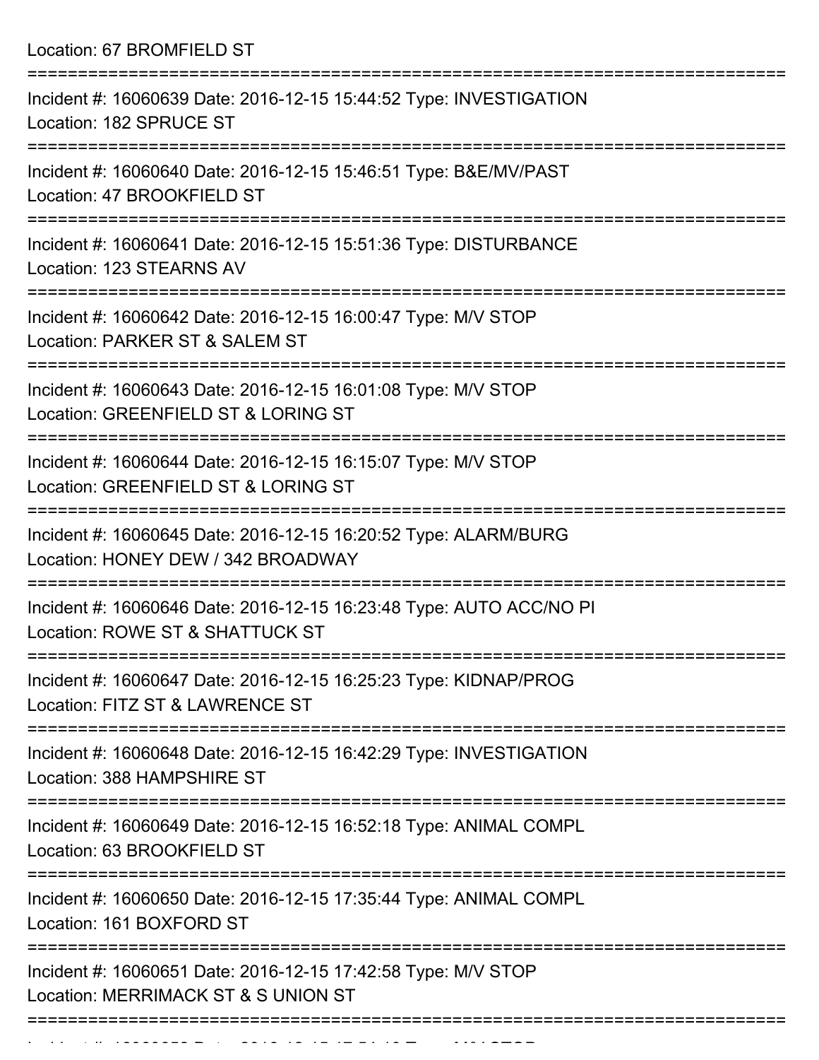Location: 67 BROMFIELD ST

===========================================================================

Incident #: 16060639 Date: 2016-12-15 15:44:52 Type: INVESTIGATION
Location: 182 SPRUCE ST

===========================================================================

Incident #: 16060640 Date: 2016-12-15 15:46:51 Type: B&E/MV/PAST
Location: 47 BROOKFIELD ST

===========================================================================

Incident #: 16060641 Date: 2016-12-15 15:51:36 Type: DISTURBANCE
Location: 123 STEARNS AV

===========================================================================

Incident #: 16060642 Date: 2016-12-15 16:00:47 Type: M/V STOP
Location: PARKER ST & SALEM ST

===========================================================================

Incident #: 16060643 Date: 2016-12-15 16:01:08 Type: M/V STOP
Location: GREENFIELD ST & LORING ST

===========================================================================

Incident #: 16060644 Date: 2016-12-15 16:15:07 Type: M/V STOP
Location: GREENFIELD ST & LORING ST

===========================================================================

Incident #: 16060645 Date: 2016-12-15 16:20:52 Type: ALARM/BURG
Location: HONEY DEW / 342 BROADWAY

===========================================================================

Incident #: 16060646 Date: 2016-12-15 16:23:48 Type: AUTO ACC/NO PI
Location: ROWE ST & SHATTUCK ST

===========================================================================

Incident #: 16060647 Date: 2016-12-15 16:25:23 Type: KIDNAP/PROG
Location: FITZ ST & LAWRENCE ST

===========================================================================

Incident #: 16060648 Date: 2016-12-15 16:42:29 Type: INVESTIGATION
Location: 388 HAMPSHIRE ST

===========================================================================

Incident #: 16060649 Date: 2016-12-15 16:52:18 Type: ANIMAL COMPL
Location: 63 BROOKFIELD ST

===========================================================================

Incident #: 16060650 Date: 2016-12-15 17:35:44 Type: ANIMAL COMPL
Location: 161 BOXFORD ST

===========================================================================

Incident #: 16060651 Date: 2016-12-15 17:42:58 Type: M/V STOP
Location: MERRIMACK ST & S UNION ST

===========================================================================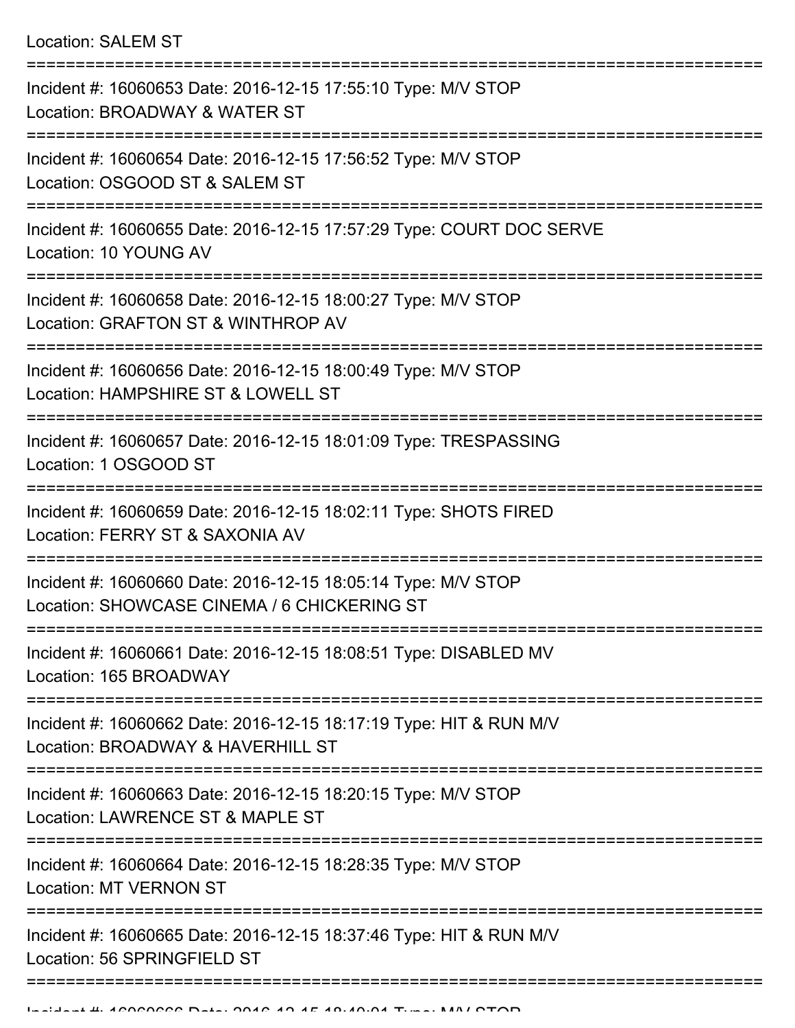Location: SALEM ST

===========================================================================

Incident #: 16060653 Date: 2016-12-15 17:55:10 Type: M/V STOP
Location: BROADWAY & WATER ST

===========================================================================

Incident #: 16060654 Date: 2016-12-15 17:56:52 Type: M/V STOP
Location: OSGOOD ST & SALEM ST

===========================================================================

Incident #: 16060655 Date: 2016-12-15 17:57:29 Type: COURT DOC SERVE
Location: 10 YOUNG AV

===========================================================================

Incident #: 16060658 Date: 2016-12-15 18:00:27 Type: M/V STOP
Location: GRAFTON ST & WINTHROP AV

===========================================================================

Incident #: 16060656 Date: 2016-12-15 18:00:49 Type: M/V STOP
Location: HAMPSHIRE ST & LOWELL ST

===========================================================================

Incident #: 16060657 Date: 2016-12-15 18:01:09 Type: TRESPASSING
Location: 1 OSGOOD ST

===========================================================================

Incident #: 16060659 Date: 2016-12-15 18:02:11 Type: SHOTS FIRED
Location: FERRY ST & SAXONIA AV

===========================================================================

Incident #: 16060660 Date: 2016-12-15 18:05:14 Type: M/V STOP
Location: SHOWCASE CINEMA / 6 CHICKERING ST

===========================================================================

Incident #: 16060661 Date: 2016-12-15 18:08:51 Type: DISABLED MV
Location: 165 BROADWAY

===========================================================================

Incident #: 16060662 Date: 2016-12-15 18:17:19 Type: HIT & RUN M/V
Location: BROADWAY & HAVERHILL ST

===========================================================================

Incident #: 16060663 Date: 2016-12-15 18:20:15 Type: M/V STOP
Location: LAWRENCE ST & MAPLE ST

===========================================================================

Incident #: 16060664 Date: 2016-12-15 18:28:35 Type: M/V STOP
Location: MT VERNON ST

===========================================================================

Incident #: 16060665 Date: 2016-12-15 18:37:46 Type: HIT & RUN M/V
Location: 56 SPRINGFIELD ST

===========================================================================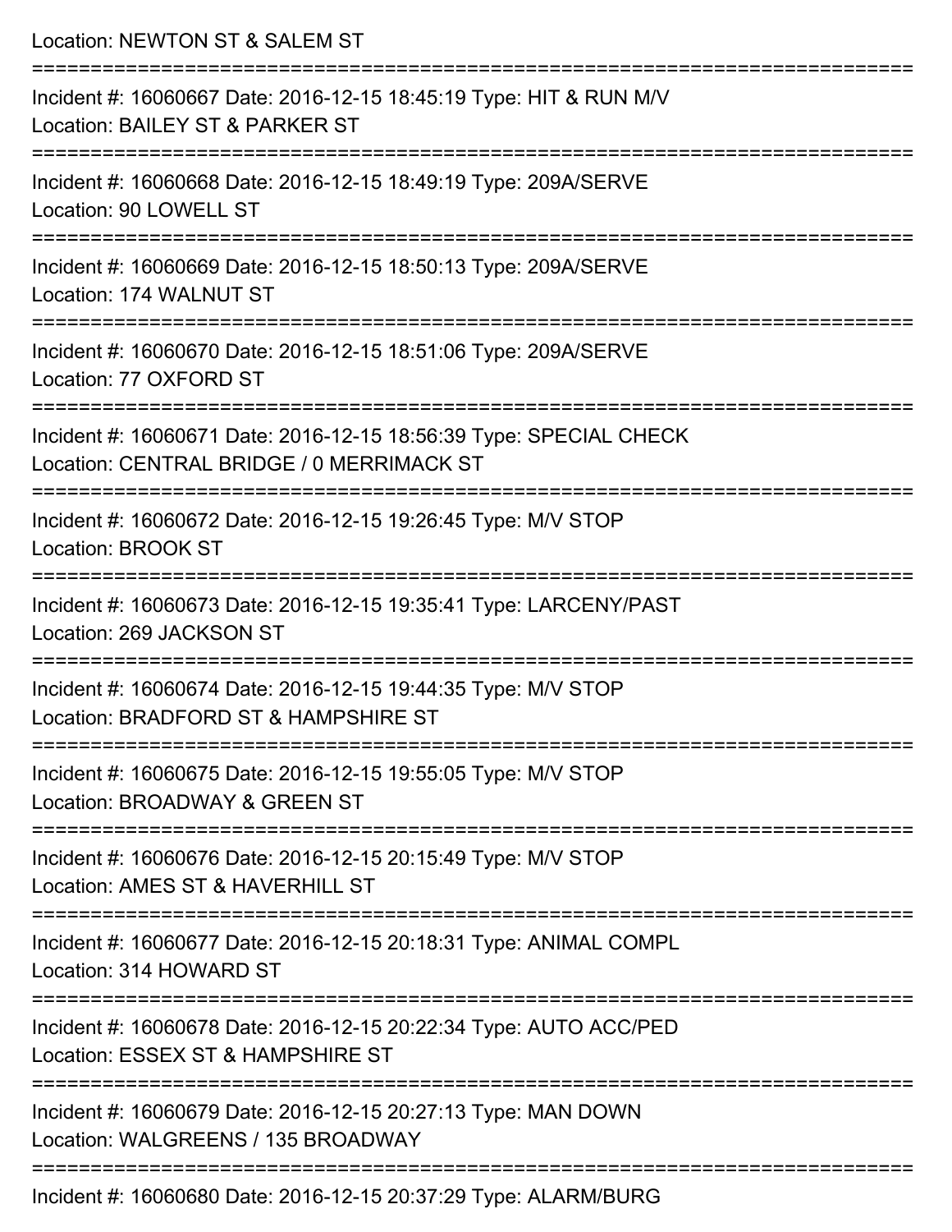Location: NEWTON ST & SALEM ST

===========================================================================

Incident #: 16060667 Date: 2016-12-15 18:45:19 Type: HIT & RUN M/V
Location: BAILEY ST & PARKER ST

===========================================================================

Incident #: 16060668 Date: 2016-12-15 18:49:19 Type: 209A/SERVE
Location: 90 LOWELL ST

===========================================================================

Incident #: 16060669 Date: 2016-12-15 18:50:13 Type: 209A/SERVE
Location: 174 WALNUT ST

===========================================================================

Incident #: 16060670 Date: 2016-12-15 18:51:06 Type: 209A/SERVE
Location: 77 OXFORD ST

===========================================================================

Incident #: 16060671 Date: 2016-12-15 18:56:39 Type: SPECIAL CHECK
Location: CENTRAL BRIDGE / 0 MERRIMACK ST

===========================================================================

Incident #: 16060672 Date: 2016-12-15 19:26:45 Type: M/V STOP
Location: BROOK ST

===========================================================================

Incident #: 16060673 Date: 2016-12-15 19:35:41 Type: LARCENY/PAST
Location: 269 JACKSON ST

===========================================================================

Incident #: 16060674 Date: 2016-12-15 19:44:35 Type: M/V STOP
Location: BRADFORD ST & HAMPSHIRE ST

===========================================================================

Incident #: 16060675 Date: 2016-12-15 19:55:05 Type: M/V STOP
Location: BROADWAY & GREEN ST

===========================================================================

Incident #: 16060676 Date: 2016-12-15 20:15:49 Type: M/V STOP
Location: AMES ST & HAVERHILL ST

===========================================================================

Incident #: 16060677 Date: 2016-12-15 20:18:31 Type: ANIMAL COMPL
Location: 314 HOWARD ST

===========================================================================

Incident #: 16060678 Date: 2016-12-15 20:22:34 Type: AUTO ACC/PED
Location: ESSEX ST & HAMPSHIRE ST

===========================================================================

Incident #: 16060679 Date: 2016-12-15 20:27:13 Type: MAN DOWN
Location: WALGREENS / 135 BROADWAY

===========================================================================

Incident #: 16060680 Date: 2016-12-15 20:37:29 Type: ALARM/BURG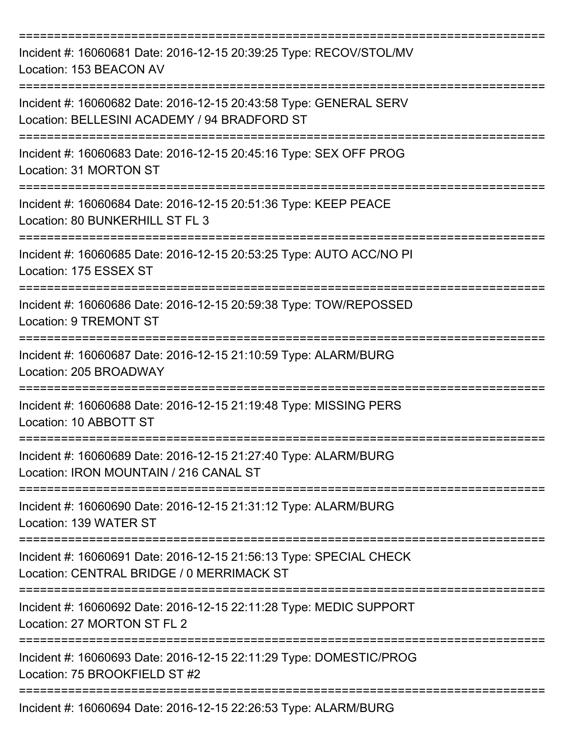===========================================================================

Incident #: 16060681 Date: 2016-12-15 20:39:25 Type: RECOV/STOL/MV
Location: 153 BEACON AV

===========================================================================

Incident #: 16060682 Date: 2016-12-15 20:43:58 Type: GENERAL SERV
Location: BELLESINI ACADEMY / 94 BRADFORD ST

===========================================================================

Incident #: 16060683 Date: 2016-12-15 20:45:16 Type: SEX OFF PROG
Location: 31 MORTON ST

===========================================================================

Incident #: 16060684 Date: 2016-12-15 20:51:36 Type: KEEP PEACE
Location: 80 BUNKERHILL ST FL 3

===========================================================================

Incident #: 16060685 Date: 2016-12-15 20:53:25 Type: AUTO ACC/NO PI
Location: 175 ESSEX ST

===========================================================================

Incident #: 16060686 Date: 2016-12-15 20:59:38 Type: TOW/REPOSSED
Location: 9 TREMONT ST

===========================================================================

Incident #: 16060687 Date: 2016-12-15 21:10:59 Type: ALARM/BURG
Location: 205 BROADWAY

===========================================================================

Incident #: 16060688 Date: 2016-12-15 21:19:48 Type: MISSING PERS
Location: 10 ABBOTT ST

===========================================================================

Incident #: 16060689 Date: 2016-12-15 21:27:40 Type: ALARM/BURG
Location: IRON MOUNTAIN / 216 CANAL ST

===========================================================================

Incident #: 16060690 Date: 2016-12-15 21:31:12 Type: ALARM/BURG
Location: 139 WATER ST

===========================================================================

Incident #: 16060691 Date: 2016-12-15 21:56:13 Type: SPECIAL CHECK
Location: CENTRAL BRIDGE / 0 MERRIMACK ST

===========================================================================

Incident #: 16060692 Date: 2016-12-15 22:11:28 Type: MEDIC SUPPORT
Location: 27 MORTON ST FL 2

===========================================================================

Incident #: 16060693 Date: 2016-12-15 22:11:29 Type: DOMESTIC/PROG
Location: 75 BROOKFIELD ST #2

===========================================================================

Incident #: 16060694 Date: 2016-12-15 22:26:53 Type: ALARM/BURG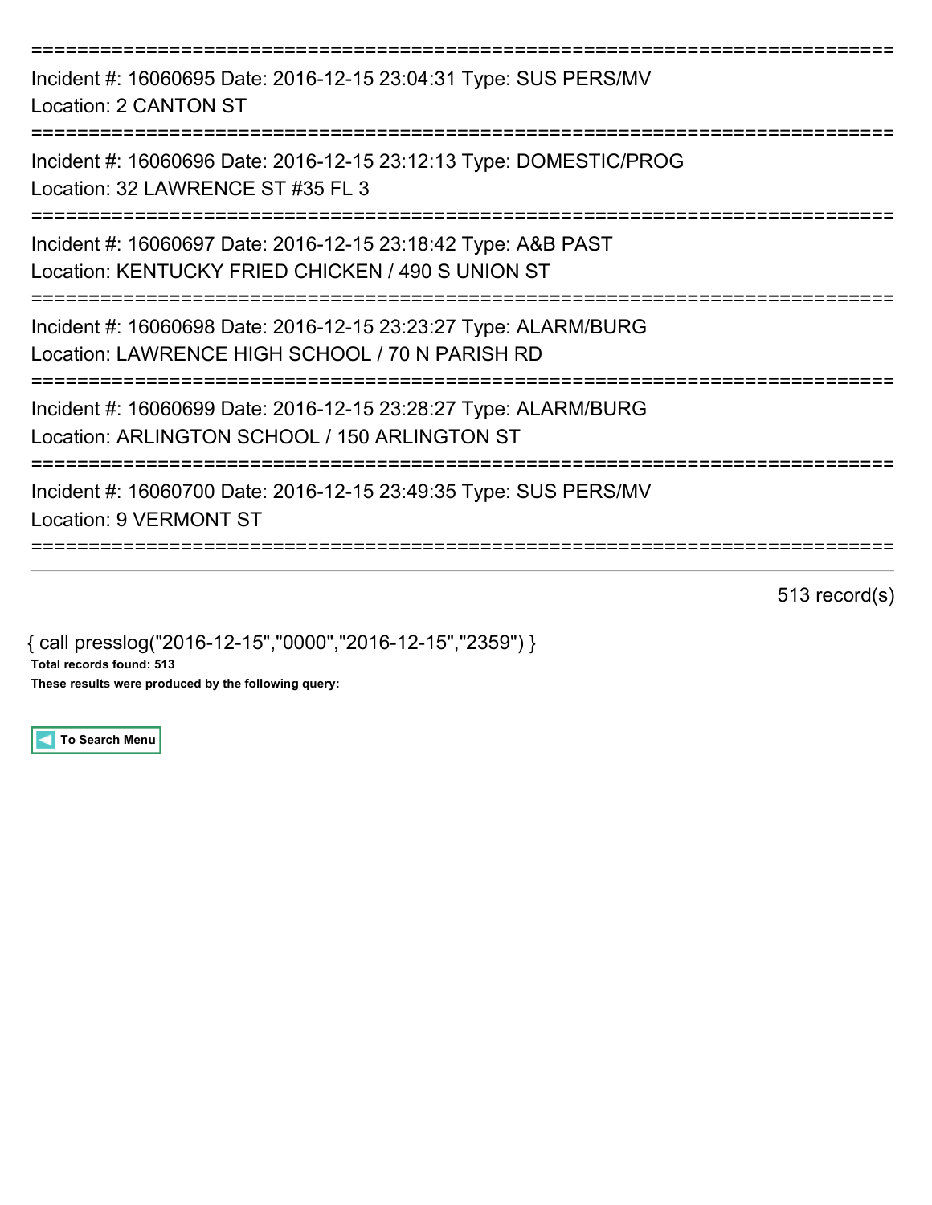===========================================================================

Incident #: 16060695 Date: 2016-12-15 23:04:31 Type: SUS PERS/MV
Location: 2 CANTON ST

===========================================================================

Incident #: 16060696 Date: 2016-12-15 23:12:13 Type: DOMESTIC/PROG
Location: 32 LAWRENCE ST #35 FL 3

===========================================================================

Incident #: 16060697 Date: 2016-12-15 23:18:42 Type: A&B PAST
Location: KENTUCKY FRIED CHICKEN / 490 S UNION ST

===========================================================================

Incident #: 16060698 Date: 2016-12-15 23:23:27 Type: ALARM/BURG
Location: LAWRENCE HIGH SCHOOL / 70 N PARISH RD

===========================================================================

Incident #: 16060699 Date: 2016-12-15 23:28:27 Type: ALARM/BURG
Location: ARLINGTON SCHOOL / 150 ARLINGTON ST

===========================================================================

Incident #: 16060700 Date: 2016-12-15 23:49:35 Type: SUS PERS/MV
Location: 9 VERMONT ST

===========================================================================

513 record(s)

{ call presslog("2016-12-15","0000","2016-12-15","2359") }

**Total records found: 513**

**These results were produced by the following query:**

To Search Menu